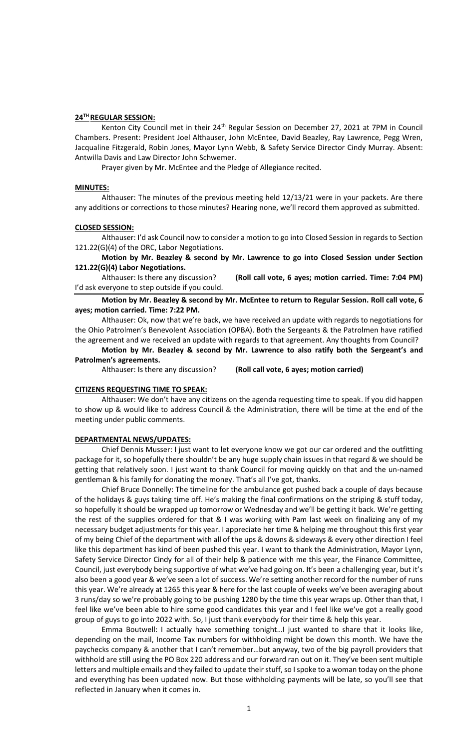## 24TH REGULAR SESSION:

Kenton City Council met in their 24th Regular Session on December 27, 2021 at 7PM in Council Chambers. Present: President Joel Althauser, John McEntee, David Beazley, Ray Lawrence, Pegg Wren, Jacqualine Fitzgerald, Robin Jones, Mayor Lynn Webb, & Safety Service Director Cindy Murray. Absent: Antwilla Davis and Law Director John Schwemer.

Prayer given by Mr. McEntee and the Pledge of Allegiance recited.

## MINUTES:

Althauser: The minutes of the previous meeting held 12/13/21 were in your packets. Are there any additions or corrections to those minutes? Hearing none, we'll record them approved as submitted.

## CLOSED SESSION:

Althauser: I'd ask Council now to consider a motion to go into Closed Session in regards to Section 121.22(G)(4) of the ORC, Labor Negotiations.

**Motion by Mr. Beazley & second by Mr. Lawrence to go into Closed Session under Section 121.22(G)(4) Labor Negotiations.**

Althauser: Is there any discussion? **(Roll call vote, 6 ayes; motion carried. Time: 7:04 PM)** I'd ask everyone to step outside if you could.

**Motion by Mr. Beazley & second by Mr. McEntee to return to Regular Session. Roll call vote, 6 ayes; motion carried. Time: 7:22 PM.**

Althauser: Ok, now that we're back, we have received an update with regards to negotiations for the Ohio Patrolmen's Benevolent Association (OPBA). Both the Sergeants & the Patrolmen have ratified the agreement and we received an update with regards to that agreement. Any thoughts from Council?

**Motion by Mr. Beazley & second by Mr. Lawrence to also ratify both the Sergeant's and Patrolmen's agreements.**

Althauser: Is there any discussion? **(Roll call vote, 6 ayes; motion carried)**

## CITIZENS REQUESTING TIME TO SPEAK:

Althauser: We don't have any citizens on the agenda requesting time to speak. If you did happen to show up & would like to address Council & the Administration, there will be time at the end of the meeting under public comments.

## DEPARTMENTAL NEWS/UPDATES:

Chief Dennis Musser: I just want to let everyone know we got our car ordered and the outfitting package for it, so hopefully there shouldn't be any huge supply chain issues in that regard & we should be getting that relatively soon. I just want to thank Council for moving quickly on that and the un-named gentleman & his family for donating the money. That's all I've got, thanks.

Chief Bruce Donnelly: The timeline for the ambulance got pushed back a couple of days because of the holidays & guys taking time off. He's making the final confirmations on the striping & stuff today, so hopefully it should be wrapped up tomorrow or Wednesday and we'll be getting it back. We're getting the rest of the supplies ordered for that & I was working with Pam last week on finalizing any of my necessary budget adjustments for this year. I appreciate her time & helping me throughout this first year of my being Chief of the department with all of the ups & downs & sideways & every other direction I feel like this department has kind of been pushed this year. I want to thank the Administration, Mayor Lynn, Safety Service Director Cindy for all of their help & patience with me this year, the Finance Committee, Council, just everybody being supportive of what we've had going on. It's been a challenging year, but it's also been a good year & we've seen a lot of success. We're setting another record for the number of runs this year. We're already at 1265 this year & here for the last couple of weeks we've been averaging about 3 runs/day so we're probably going to be pushing 1280 by the time this year wraps up. Other than that, I feel like we've been able to hire some good candidates this year and I feel like we've got a really good group of guys to go into 2022 with. So, I just thank everybody for their time & help this year.

Emma Boutwell: I actually have something tonight…I just wanted to share that it looks like, depending on the mail, Income Tax numbers for withholding might be down this month. We have the paychecks company & another that I can't remember…but anyway, two of the big payroll providers that withhold are still using the PO Box 220 address and our forward ran out on it. They've been sent multiple letters and multiple emails and they failed to update their stuff, so I spoke to a woman today on the phone and everything has been updated now. But those withholding payments will be late, so you'll see that reflected in January when it comes in.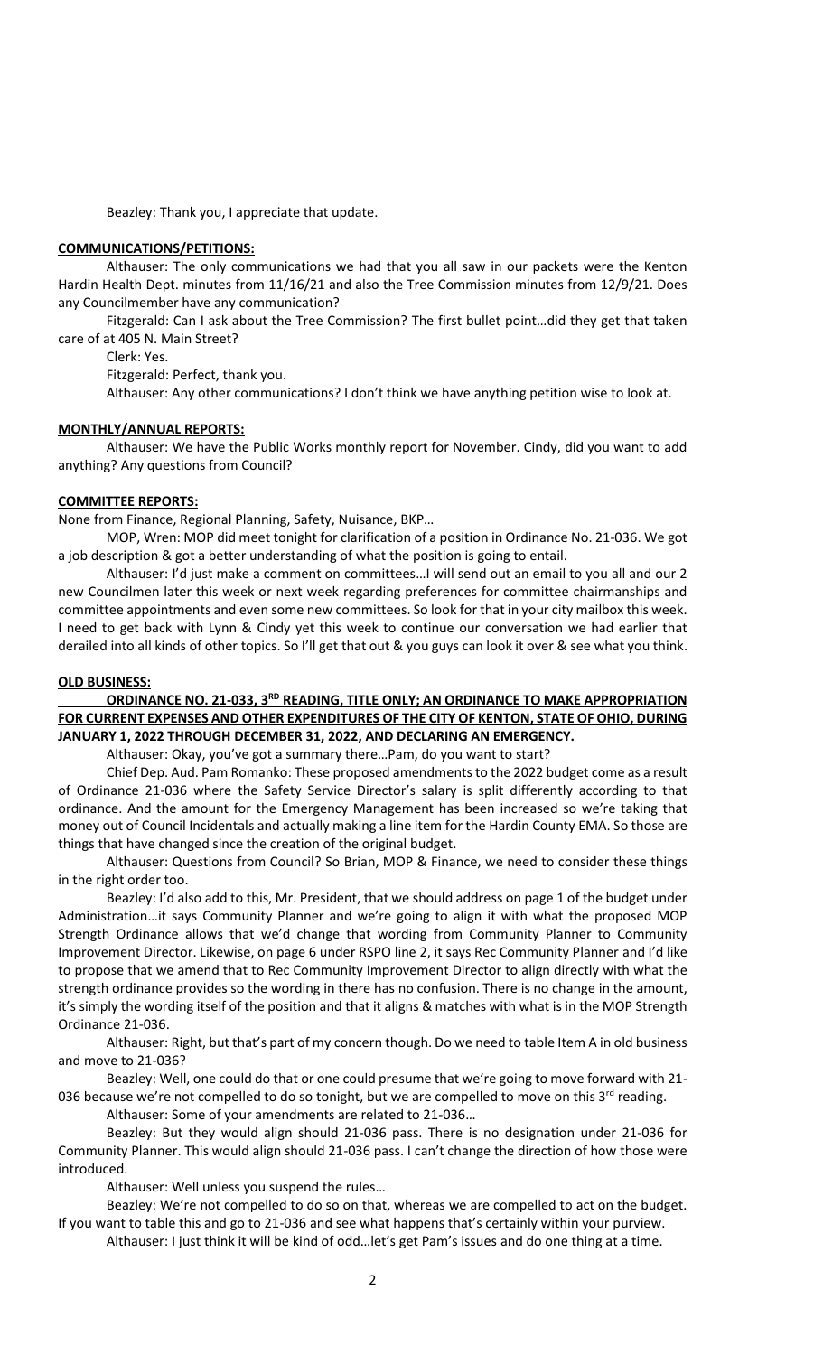Beazley: Thank you, I appreciate that update.

**COMMUNICATIONS/PETITIONS:**

Althauser: The only communications we had that you all saw in our packets were the Kenton Hardin Health Dept. minutes from 11/16/21 and also the Tree Commission minutes from 12/9/21. Does any Councilmember have any communication?

Fitzgerald: Can I ask about the Tree Commission? The first bullet point…did they get that taken care of at 405 N. Main Street?

Clerk: Yes.

Fitzgerald: Perfect, thank you.

Althauser: Any other communications? I don't think we have anything petition wise to look at.

**MONTHLY/ANNUAL REPORTS:**

Althauser: We have the Public Works monthly report for November. Cindy, did you want to add anything? Any questions from Council?

**COMMITTEE REPORTS:**

None from Finance, Regional Planning, Safety, Nuisance, BKP…

MOP, Wren: MOP did meet tonight for clarification of a position in Ordinance No. 21-036. We got a job description & got a better understanding of what the position is going to entail.

Althauser: I'd just make a comment on committees…I will send out an email to you all and our 2 new Councilmen later this week or next week regarding preferences for committee chairmanships and committee appointments and even some new committees. So look for that in your city mailbox this week. I need to get back with Lynn & Cindy yet this week to continue our conversation we had earlier that derailed into all kinds of other topics. So I'll get that out & you guys can look it over & see what you think.

**OLD BUSINESS:**

**ORDINANCE NO. 21-033, 3RD READING, TITLE ONLY; AN ORDINANCE TO MAKE APPROPRIATION FOR CURRENT EXPENSES AND OTHER EXPENDITURES OF THE CITY OF KENTON, STATE OF OHIO, DURING JANUARY 1, 2022 THROUGH DECEMBER 31, 2022, AND DECLARING AN EMERGENCY.**

Althauser: Okay, you've got a summary there…Pam, do you want to start?

Chief Dep. Aud. Pam Romanko: These proposed amendments to the 2022 budget come as a result of Ordinance 21-036 where the Safety Service Director's salary is split differently according to that ordinance. And the amount for the Emergency Management has been increased so we're taking that money out of Council Incidentals and actually making a line item for the Hardin County EMA. So those are things that have changed since the creation of the original budget.

Althauser: Questions from Council? So Brian, MOP & Finance, we need to consider these things in the right order too.

Beazley: I'd also add to this, Mr. President, that we should address on page 1 of the budget under Administration…it says Community Planner and we're going to align it with what the proposed MOP Strength Ordinance allows that we'd change that wording from Community Planner to Community Improvement Director. Likewise, on page 6 under RSPO line 2, it says Rec Community Planner and I'd like to propose that we amend that to Rec Community Improvement Director to align directly with what the strength ordinance provides so the wording in there has no confusion. There is no change in the amount, it's simply the wording itself of the position and that it aligns & matches with what is in the MOP Strength Ordinance 21-036.

Althauser: Right, but that's part of my concern though. Do we need to table Item A in old business and move to 21-036?

Beazley: Well, one could do that or one could presume that we're going to move forward with 21-036 because we're not compelled to do so tonight, but we are compelled to move on this 3rd reading.

Althauser: Some of my amendments are related to 21-036…

Beazley: But they would align should 21-036 pass. There is no designation under 21-036 for Community Planner. This would align should 21-036 pass. I can't change the direction of how those were introduced.

Althauser: Well unless you suspend the rules…

Beazley: We're not compelled to do so on that, whereas we are compelled to act on the budget. If you want to table this and go to 21-036 and see what happens that's certainly within your purview.

Althauser: I just think it will be kind of odd…let's get Pam's issues and do one thing at a time.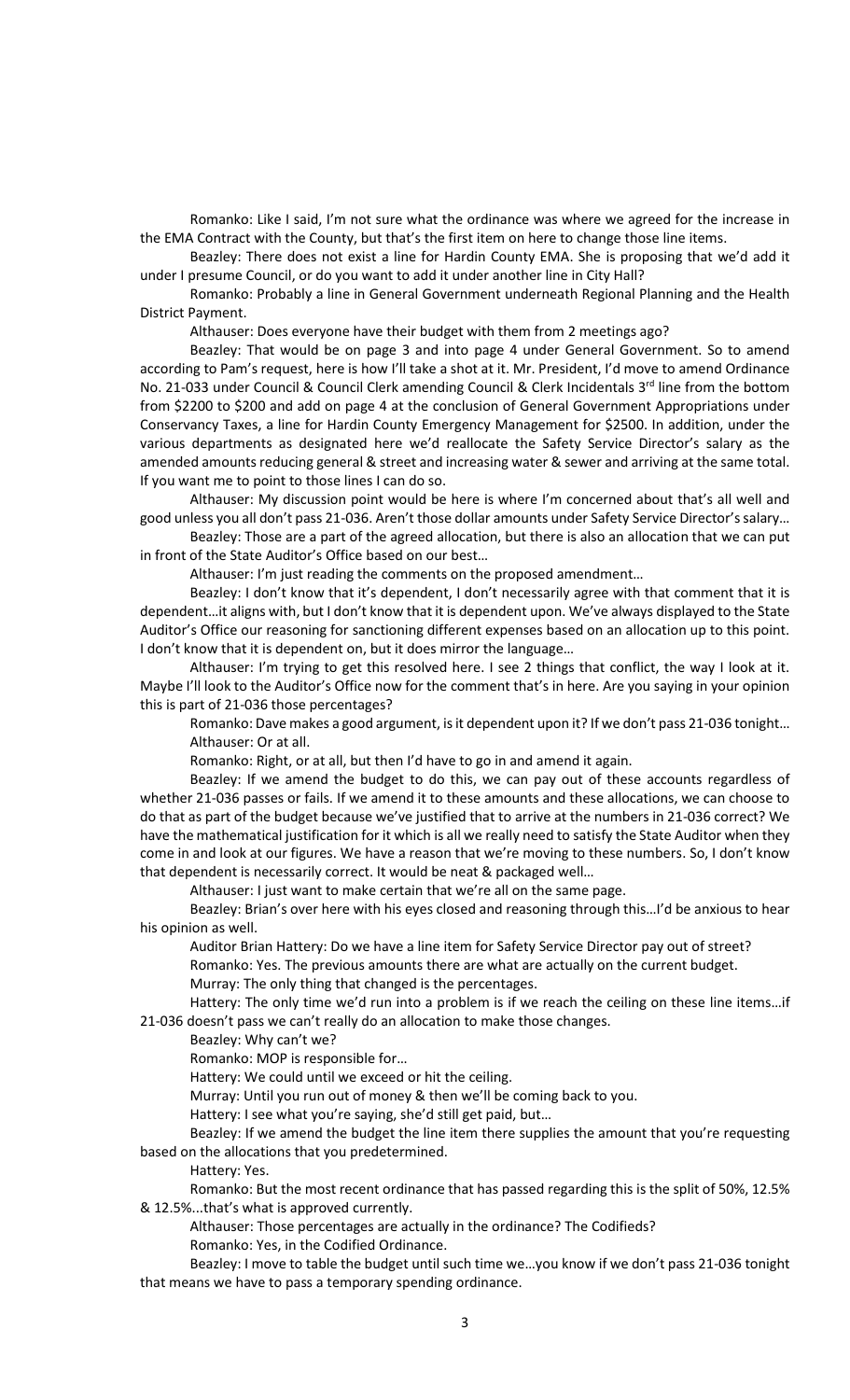Romanko: Like I said, I'm not sure what the ordinance was where we agreed for the increase in the EMA Contract with the County, but that's the first item on here to change those line items.

Beazley: There does not exist a line for Hardin County EMA. She is proposing that we'd add it under I presume Council, or do you want to add it under another line in City Hall?

Romanko: Probably a line in General Government underneath Regional Planning and the Health District Payment.

Althauser: Does everyone have their budget with them from 2 meetings ago?

Beazley: That would be on page 3 and into page 4 under General Government. So to amend according to Pam's request, here is how I'll take a shot at it. Mr. President, I'd move to amend Ordinance No. 21-033 under Council & Council Clerk amending Council & Clerk Incidentals 3rd line from the bottom from $2200 to $200 and add on page 4 at the conclusion of General Government Appropriations under Conservancy Taxes, a line for Hardin County Emergency Management for $2500. In addition, under the various departments as designated here we'd reallocate the Safety Service Director's salary as the amended amounts reducing general & street and increasing water & sewer and arriving at the same total. If you want me to point to those lines I can do so.

Althauser: My discussion point would be here is where I'm concerned about that's all well and good unless you all don't pass 21-036. Aren't those dollar amounts under Safety Service Director's salary…

Beazley: Those are a part of the agreed allocation, but there is also an allocation that we can put in front of the State Auditor's Office based on our best…

Althauser: I'm just reading the comments on the proposed amendment…

Beazley: I don't know that it's dependent, I don't necessarily agree with that comment that it is dependent…it aligns with, but I don't know that it is dependent upon. We've always displayed to the State Auditor's Office our reasoning for sanctioning different expenses based on an allocation up to this point. I don't know that it is dependent on, but it does mirror the language…

Althauser: I'm trying to get this resolved here. I see 2 things that conflict, the way I look at it. Maybe I'll look to the Auditor's Office now for the comment that's in here. Are you saying in your opinion this is part of 21-036 those percentages?

Romanko: Dave makes a good argument, is it dependent upon it? If we don't pass 21-036 tonight…

Althauser: Or at all.

Romanko: Right, or at all, but then I'd have to go in and amend it again.

Beazley: If we amend the budget to do this, we can pay out of these accounts regardless of whether 21-036 passes or fails. If we amend it to these amounts and these allocations, we can choose to do that as part of the budget because we've justified that to arrive at the numbers in 21-036 correct? We have the mathematical justification for it which is all we really need to satisfy the State Auditor when they come in and look at our figures. We have a reason that we're moving to these numbers. So, I don't know that dependent is necessarily correct. It would be neat & packaged well…

Althauser: I just want to make certain that we're all on the same page.

Beazley: Brian's over here with his eyes closed and reasoning through this…I'd be anxious to hear his opinion as well.

Auditor Brian Hattery: Do we have a line item for Safety Service Director pay out of street?

Romanko: Yes. The previous amounts there are what are actually on the current budget.

Murray: The only thing that changed is the percentages.

Hattery: The only time we'd run into a problem is if we reach the ceiling on these line items…if 21-036 doesn't pass we can't really do an allocation to make those changes.

Beazley: Why can't we?

Romanko: MOP is responsible for…

Hattery: We could until we exceed or hit the ceiling.

Murray: Until you run out of money & then we'll be coming back to you.

Hattery: I see what you're saying, she'd still get paid, but…

Beazley: If we amend the budget the line item there supplies the amount that you're requesting based on the allocations that you predetermined.

Hattery: Yes.

Romanko: But the most recent ordinance that has passed regarding this is the split of 50%, 12.5% & 12.5%...that's what is approved currently.

Althauser: Those percentages are actually in the ordinance? The Codifieds?

Romanko: Yes, in the Codified Ordinance.

Beazley: I move to table the budget until such time we…you know if we don't pass 21-036 tonight that means we have to pass a temporary spending ordinance.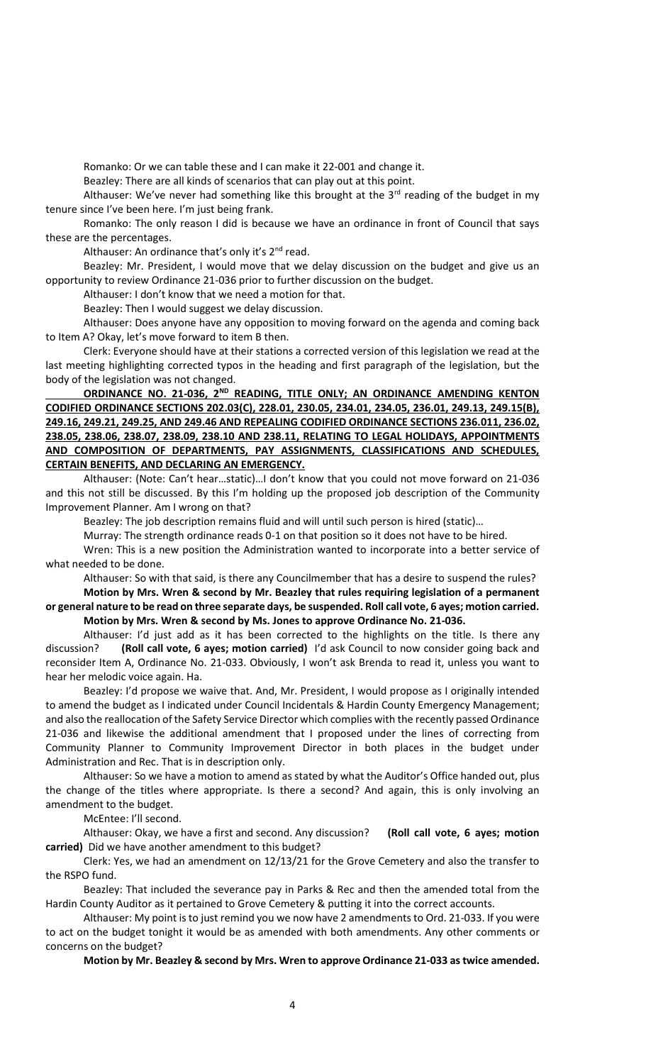Romanko: Or we can table these and I can make it 22-001 and change it.

Beazley: There are all kinds of scenarios that can play out at this point.

Althauser: We've never had something like this brought at the 3rd reading of the budget in my tenure since I've been here. I'm just being frank.

Romanko: The only reason I did is because we have an ordinance in front of Council that says these are the percentages.

Althauser: An ordinance that's only it's 2nd read.

Beazley: Mr. President, I would move that we delay discussion on the budget and give us an opportunity to review Ordinance 21-036 prior to further discussion on the budget.

Althauser: I don't know that we need a motion for that.

Beazley: Then I would suggest we delay discussion.

Althauser: Does anyone have any opposition to moving forward on the agenda and coming back to Item A? Okay, let's move forward to item B then.

Clerk: Everyone should have at their stations a corrected version of this legislation we read at the last meeting highlighting corrected typos in the heading and first paragraph of the legislation, but the body of the legislation was not changed.

**ORDINANCE NO. 21-036, 2ND READING, TITLE ONLY; AN ORDINANCE AMENDING KENTON CODIFIED ORDINANCE SECTIONS 202.03(C), 228.01, 230.05, 234.01, 234.05, 236.01, 249.13, 249.15(B), 249.16, 249.21, 249.25, AND 249.46 AND REPEALING CODIFIED ORDINANCE SECTIONS 236.011, 236.02, 238.05, 238.06, 238.07, 238.09, 238.10 AND 238.11, RELATING TO LEGAL HOLIDAYS, APPOINTMENTS AND COMPOSITION OF DEPARTMENTS, PAY ASSIGNMENTS, CLASSIFICATIONS AND SCHEDULES, CERTAIN BENEFITS, AND DECLARING AN EMERGENCY.**

Althauser: (Note: Can't hear…static)…I don't know that you could not move forward on 21-036 and this not still be discussed. By this I'm holding up the proposed job description of the Community Improvement Planner. Am I wrong on that?

Beazley: The job description remains fluid and will until such person is hired (static)…

Murray: The strength ordinance reads 0-1 on that position so it does not have to be hired.

Wren: This is a new position the Administration wanted to incorporate into a better service of what needed to be done.

Althauser: So with that said, is there any Councilmember that has a desire to suspend the rules?

**Motion by Mrs. Wren & second by Mr. Beazley that rules requiring legislation of a permanent or general nature to be read on three separate days, be suspended. Roll call vote, 6 ayes; motion carried.**

**Motion by Mrs. Wren & second by Ms. Jones to approve Ordinance No. 21-036.**

Althauser: I'd just add as it has been corrected to the highlights on the title. Is there any discussion? **(Roll call vote, 6 ayes; motion carried)** I'd ask Council to now consider going back and reconsider Item A, Ordinance No. 21-033. Obviously, I won't ask Brenda to read it, unless you want to hear her melodic voice again. Ha.

Beazley: I'd propose we waive that. And, Mr. President, I would propose as I originally intended to amend the budget as I indicated under Council Incidentals & Hardin County Emergency Management; and also the reallocation of the Safety Service Director which complies with the recently passed Ordinance 21-036 and likewise the additional amendment that I proposed under the lines of correcting from Community Planner to Community Improvement Director in both places in the budget under Administration and Rec. That is in description only.

Althauser: So we have a motion to amend as stated by what the Auditor's Office handed out, plus the change of the titles where appropriate. Is there a second? And again, this is only involving an amendment to the budget.

McEntee: I'll second.

Althauser: Okay, we have a first and second. Any discussion? **(Roll call vote, 6 ayes; motion carried)** Did we have another amendment to this budget?

Clerk: Yes, we had an amendment on 12/13/21 for the Grove Cemetery and also the transfer to the RSPO fund.

Beazley: That included the severance pay in Parks & Rec and then the amended total from the Hardin County Auditor as it pertained to Grove Cemetery & putting it into the correct accounts.

Althauser: My point is to just remind you we now have 2 amendments to Ord. 21-033. If you were to act on the budget tonight it would be as amended with both amendments. Any other comments or concerns on the budget?

**Motion by Mr. Beazley & second by Mrs. Wren to approve Ordinance 21-033 as twice amended.**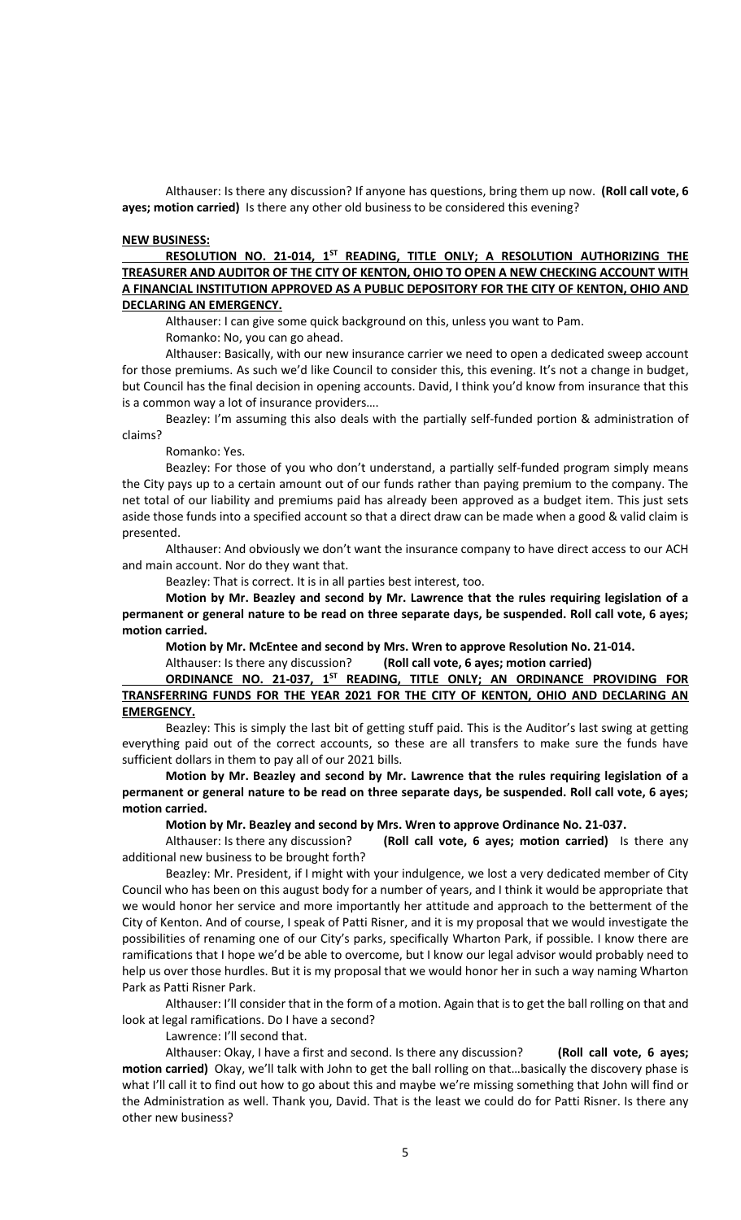Althauser: Is there any discussion? If anyone has questions, bring them up now. **(Roll call vote, 6 ayes; motion carried)** Is there any other old business to be considered this evening?

**NEW BUSINESS:**

**RESOLUTION NO. 21-014, 1ST READING, TITLE ONLY; A RESOLUTION AUTHORIZING THE TREASURER AND AUDITOR OF THE CITY OF KENTON, OHIO TO OPEN A NEW CHECKING ACCOUNT WITH A FINANCIAL INSTITUTION APPROVED AS A PUBLIC DEPOSITORY FOR THE CITY OF KENTON, OHIO AND DECLARING AN EMERGENCY.**

Althauser: I can give some quick background on this, unless you want to Pam.

Romanko: No, you can go ahead.

Althauser: Basically, with our new insurance carrier we need to open a dedicated sweep account for those premiums. As such we'd like Council to consider this, this evening. It's not a change in budget, but Council has the final decision in opening accounts. David, I think you'd know from insurance that this is a common way a lot of insurance providers….

Beazley: I'm assuming this also deals with the partially self-funded portion & administration of claims?

Romanko: Yes.

Beazley: For those of you who don't understand, a partially self-funded program simply means the City pays up to a certain amount out of our funds rather than paying premium to the company. The net total of our liability and premiums paid has already been approved as a budget item. This just sets aside those funds into a specified account so that a direct draw can be made when a good & valid claim is presented.

Althauser: And obviously we don't want the insurance company to have direct access to our ACH and main account. Nor do they want that.

Beazley: That is correct. It is in all parties best interest, too.

**Motion by Mr. Beazley and second by Mr. Lawrence that the rules requiring legislation of a permanent or general nature to be read on three separate days, be suspended. Roll call vote, 6 ayes; motion carried.**

**Motion by Mr. McEntee and second by Mrs. Wren to approve Resolution No. 21-014.**

Althauser: Is there any discussion? **(Roll call vote, 6 ayes; motion carried)**

**ORDINANCE NO. 21-037, 1ST READING, TITLE ONLY; AN ORDINANCE PROVIDING FOR TRANSFERRING FUNDS FOR THE YEAR 2021 FOR THE CITY OF KENTON, OHIO AND DECLARING AN EMERGENCY.**

Beazley: This is simply the last bit of getting stuff paid. This is the Auditor's last swing at getting everything paid out of the correct accounts, so these are all transfers to make sure the funds have sufficient dollars in them to pay all of our 2021 bills.

**Motion by Mr. Beazley and second by Mr. Lawrence that the rules requiring legislation of a permanent or general nature to be read on three separate days, be suspended. Roll call vote, 6 ayes; motion carried.**

**Motion by Mr. Beazley and second by Mrs. Wren to approve Ordinance No. 21-037.**

Althauser: Is there any discussion? **(Roll call vote, 6 ayes; motion carried)** Is there any additional new business to be brought forth?

Beazley: Mr. President, if I might with your indulgence, we lost a very dedicated member of City Council who has been on this august body for a number of years, and I think it would be appropriate that we would honor her service and more importantly her attitude and approach to the betterment of the City of Kenton. And of course, I speak of Patti Risner, and it is my proposal that we would investigate the possibilities of renaming one of our City's parks, specifically Wharton Park, if possible. I know there are ramifications that I hope we'd be able to overcome, but I know our legal advisor would probably need to help us over those hurdles. But it is my proposal that we would honor her in such a way naming Wharton Park as Patti Risner Park.

Althauser: I'll consider that in the form of a motion. Again that is to get the ball rolling on that and look at legal ramifications. Do I have a second?

Lawrence: I'll second that.

Althauser: Okay, I have a first and second. Is there any discussion? **(Roll call vote, 6 ayes; motion carried)** Okay, we'll talk with John to get the ball rolling on that…basically the discovery phase is what I'll call it to find out how to go about this and maybe we're missing something that John will find or the Administration as well. Thank you, David. That is the least we could do for Patti Risner. Is there any other new business?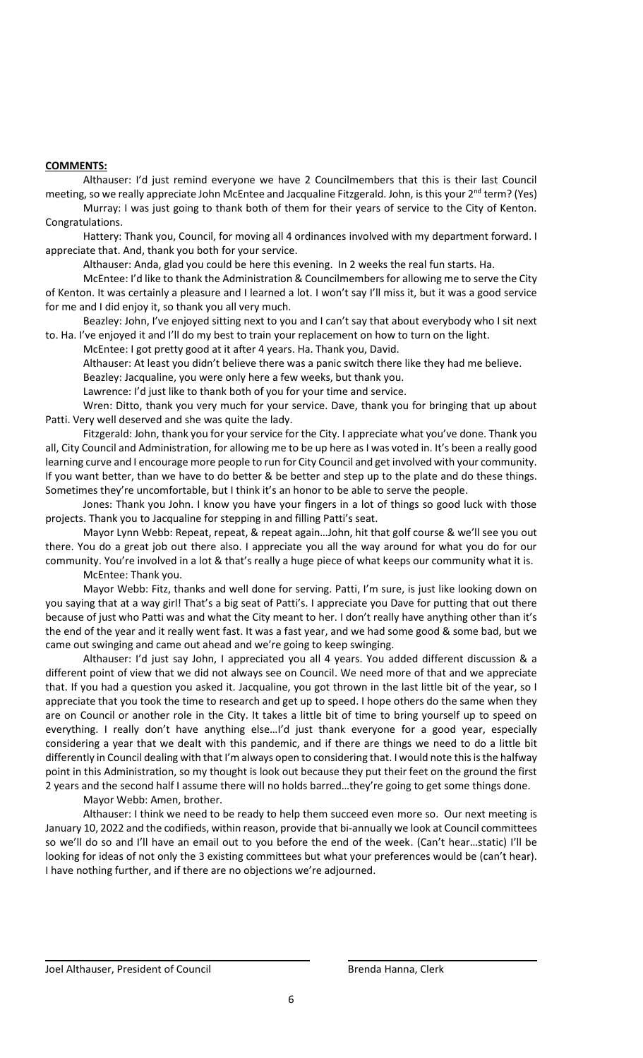**COMMENTS:**

Althauser: I'd just remind everyone we have 2 Councilmembers that this is their last Council meeting, so we really appreciate John McEntee and Jacqualine Fitzgerald. John, is this your 2nd term? (Yes)

Murray: I was just going to thank both of them for their years of service to the City of Kenton. Congratulations.

Hattery: Thank you, Council, for moving all 4 ordinances involved with my department forward. I appreciate that. And, thank you both for your service.

Althauser: Anda, glad you could be here this evening. In 2 weeks the real fun starts. Ha.

McEntee: I'd like to thank the Administration & Councilmembers for allowing me to serve the City of Kenton. It was certainly a pleasure and I learned a lot. I won't say I'll miss it, but it was a good service for me and I did enjoy it, so thank you all very much.

Beazley: John, I've enjoyed sitting next to you and I can't say that about everybody who I sit next to. Ha. I've enjoyed it and I'll do my best to train your replacement on how to turn on the light.

McEntee: I got pretty good at it after 4 years. Ha. Thank you, David.

Althauser: At least you didn't believe there was a panic switch there like they had me believe.

Beazley: Jacqualine, you were only here a few weeks, but thank you.

Lawrence: I'd just like to thank both of you for your time and service.

Wren: Ditto, thank you very much for your service. Dave, thank you for bringing that up about Patti. Very well deserved and she was quite the lady.

Fitzgerald: John, thank you for your service for the City. I appreciate what you've done. Thank you all, City Council and Administration, for allowing me to be up here as I was voted in. It's been a really good learning curve and I encourage more people to run for City Council and get involved with your community. If you want better, than we have to do better & be better and step up to the plate and do these things. Sometimes they're uncomfortable, but I think it's an honor to be able to serve the people.

Jones: Thank you John. I know you have your fingers in a lot of things so good luck with those projects. Thank you to Jacqualine for stepping in and filling Patti's seat.

Mayor Lynn Webb: Repeat, repeat, & repeat again…John, hit that golf course & we'll see you out there. You do a great job out there also. I appreciate you all the way around for what you do for our community. You're involved in a lot & that's really a huge piece of what keeps our community what it is.

McEntee: Thank you.

Mayor Webb: Fitz, thanks and well done for serving. Patti, I'm sure, is just like looking down on you saying that at a way girl! That's a big seat of Patti's. I appreciate you Dave for putting that out there because of just who Patti was and what the City meant to her. I don't really have anything other than it's the end of the year and it really went fast. It was a fast year, and we had some good & some bad, but we came out swinging and came out ahead and we're going to keep swinging.

Althauser: I'd just say John, I appreciated you all 4 years. You added different discussion & a different point of view that we did not always see on Council. We need more of that and we appreciate that. If you had a question you asked it. Jacqualine, you got thrown in the last little bit of the year, so I appreciate that you took the time to research and get up to speed. I hope others do the same when they are on Council or another role in the City. It takes a little bit of time to bring yourself up to speed on everything. I really don't have anything else…I'd just thank everyone for a good year, especially considering a year that we dealt with this pandemic, and if there are things we need to do a little bit differently in Council dealing with that I'm always open to considering that. I would note this is the halfway point in this Administration, so my thought is look out because they put their feet on the ground the first 2 years and the second half I assume there will no holds barred…they're going to get some things done.

Mayor Webb: Amen, brother.

Althauser: I think we need to be ready to help them succeed even more so. Our next meeting is January 10, 2022 and the codifieds, within reason, provide that bi-annually we look at Council committees so we'll do so and I'll have an email out to you before the end of the week. (Can't hear…static) I'll be looking for ideas of not only the 3 existing committees but what your preferences would be (can't hear). I have nothing further, and if there are no objections we're adjourned.

Joel Althauser, President of Council

Brenda Hanna, Clerk